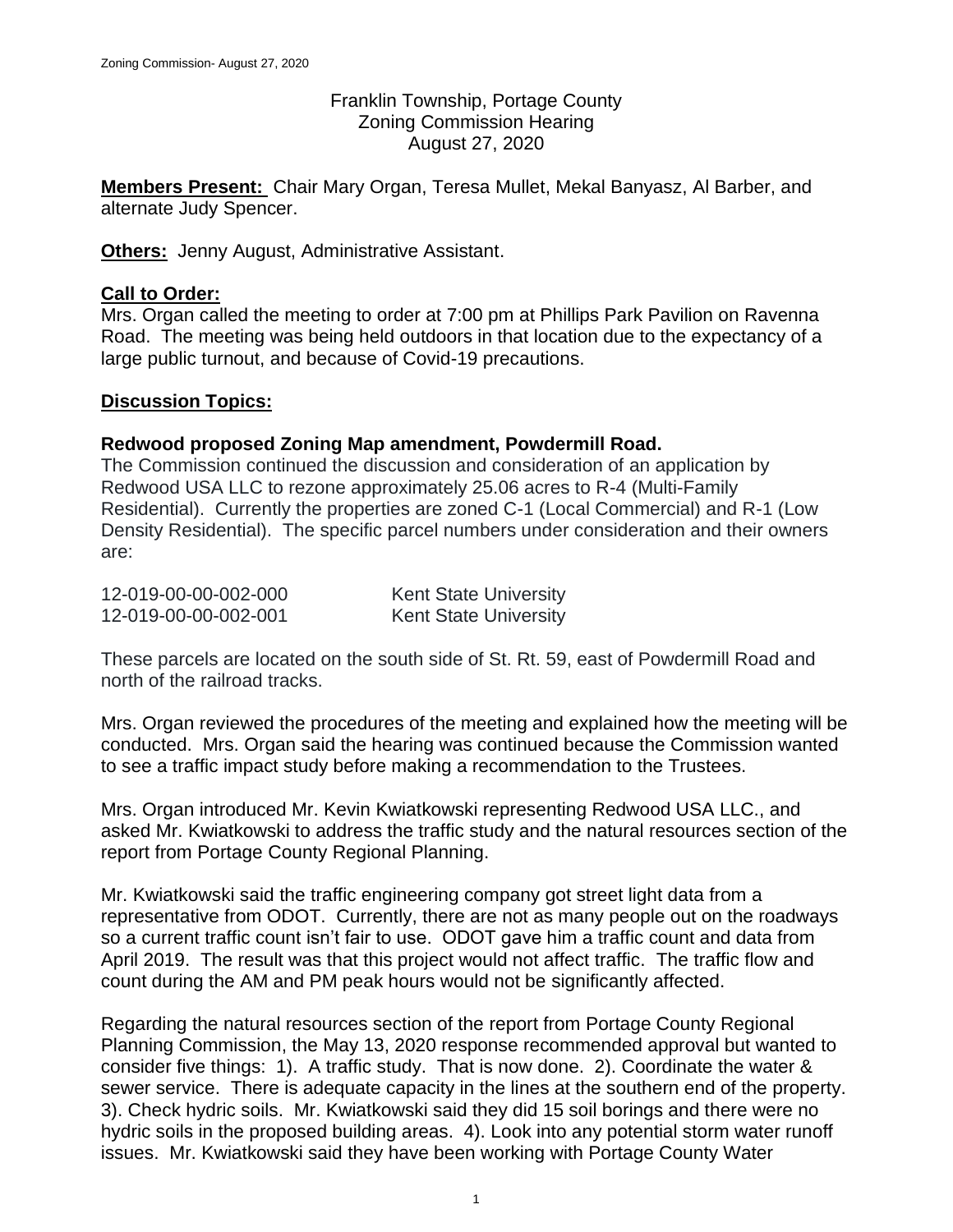Franklin Township, Portage County
Zoning Commission Hearing
August 27, 2020

**Members Present:** Chair Mary Organ, Teresa Mullet, Mekal Banyasz, Al Barber, and alternate Judy Spencer.

**Others:** Jenny August, Administrative Assistant.

**Call to Order:**
Mrs. Organ called the meeting to order at 7:00 pm at Phillips Park Pavilion on Ravenna Road. The meeting was being held outdoors in that location due to the expectancy of a large public turnout, and because of Covid-19 precautions.

**Discussion Topics:**

**Redwood proposed Zoning Map amendment, Powdermill Road.**
The Commission continued the discussion and consideration of an application by Redwood USA LLC to rezone approximately 25.06 acres to R-4 (Multi-Family Residential). Currently the properties are zoned C-1 (Local Commercial) and R-1 (Low Density Residential). The specific parcel numbers under consideration and their owners are:

| | |
|---|---|
| 12-019-00-00-002-000 | Kent State University |
| 12-019-00-00-002-001 | Kent State University |

These parcels are located on the south side of St. Rt. 59, east of Powdermill Road and north of the railroad tracks.

Mrs. Organ reviewed the procedures of the meeting and explained how the meeting will be conducted. Mrs. Organ said the hearing was continued because the Commission wanted to see a traffic impact study before making a recommendation to the Trustees.

Mrs. Organ introduced Mr. Kevin Kwiatkowski representing Redwood USA LLC., and asked Mr. Kwiatkowski to address the traffic study and the natural resources section of the report from Portage County Regional Planning.

Mr. Kwiatkowski said the traffic engineering company got street light data from a representative from ODOT. Currently, there are not as many people out on the roadways so a current traffic count isn't fair to use. ODOT gave him a traffic count and data from April 2019. The result was that this project would not affect traffic. The traffic flow and count during the AM and PM peak hours would not be significantly affected.

Regarding the natural resources section of the report from Portage County Regional Planning Commission, the May 13, 2020 response recommended approval but wanted to consider five things: 1). A traffic study. That is now done. 2). Coordinate the water & sewer service. There is adequate capacity in the lines at the southern end of the property. 3). Check hydric soils. Mr. Kwiatkowski said they did 15 soil borings and there were no hydric soils in the proposed building areas. 4). Look into any potential storm water runoff issues. Mr. Kwiatkowski said they have been working with Portage County Water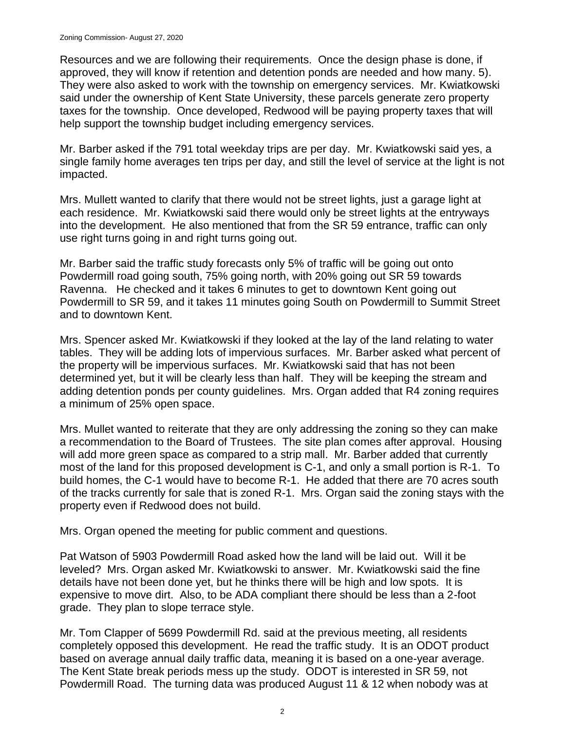Resources and we are following their requirements. Once the design phase is done, if approved, they will know if retention and detention ponds are needed and how many. 5). They were also asked to work with the township on emergency services. Mr. Kwiatkowski said under the ownership of Kent State University, these parcels generate zero property taxes for the township. Once developed, Redwood will be paying property taxes that will help support the township budget including emergency services.

Mr. Barber asked if the 791 total weekday trips are per day. Mr. Kwiatkowski said yes, a single family home averages ten trips per day, and still the level of service at the light is not impacted.

Mrs. Mullett wanted to clarify that there would not be street lights, just a garage light at each residence. Mr. Kwiatkowski said there would only be street lights at the entryways into the development. He also mentioned that from the SR 59 entrance, traffic can only use right turns going in and right turns going out.

Mr. Barber said the traffic study forecasts only 5% of traffic will be going out onto Powdermill road going south, 75% going north, with 20% going out SR 59 towards Ravenna. He checked and it takes 6 minutes to get to downtown Kent going out Powdermill to SR 59, and it takes 11 minutes going South on Powdermill to Summit Street and to downtown Kent.

Mrs. Spencer asked Mr. Kwiatkowski if they looked at the lay of the land relating to water tables. They will be adding lots of impervious surfaces. Mr. Barber asked what percent of the property will be impervious surfaces. Mr. Kwiatkowski said that has not been determined yet, but it will be clearly less than half. They will be keeping the stream and adding detention ponds per county guidelines. Mrs. Organ added that R4 zoning requires a minimum of 25% open space.

Mrs. Mullet wanted to reiterate that they are only addressing the zoning so they can make a recommendation to the Board of Trustees. The site plan comes after approval. Housing will add more green space as compared to a strip mall. Mr. Barber added that currently most of the land for this proposed development is C-1, and only a small portion is R-1. To build homes, the C-1 would have to become R-1. He added that there are 70 acres south of the tracks currently for sale that is zoned R-1. Mrs. Organ said the zoning stays with the property even if Redwood does not build.

Mrs. Organ opened the meeting for public comment and questions.

Pat Watson of 5903 Powdermill Road asked how the land will be laid out. Will it be leveled? Mrs. Organ asked Mr. Kwiatkowski to answer. Mr. Kwiatkowski said the fine details have not been done yet, but he thinks there will be high and low spots. It is expensive to move dirt. Also, to be ADA compliant there should be less than a 2-foot grade. They plan to slope terrace style.

Mr. Tom Clapper of 5699 Powdermill Rd. said at the previous meeting, all residents completely opposed this development. He read the traffic study. It is an ODOT product based on average annual daily traffic data, meaning it is based on a one-year average. The Kent State break periods mess up the study. ODOT is interested in SR 59, not Powdermill Road. The turning data was produced August 11 & 12 when nobody was at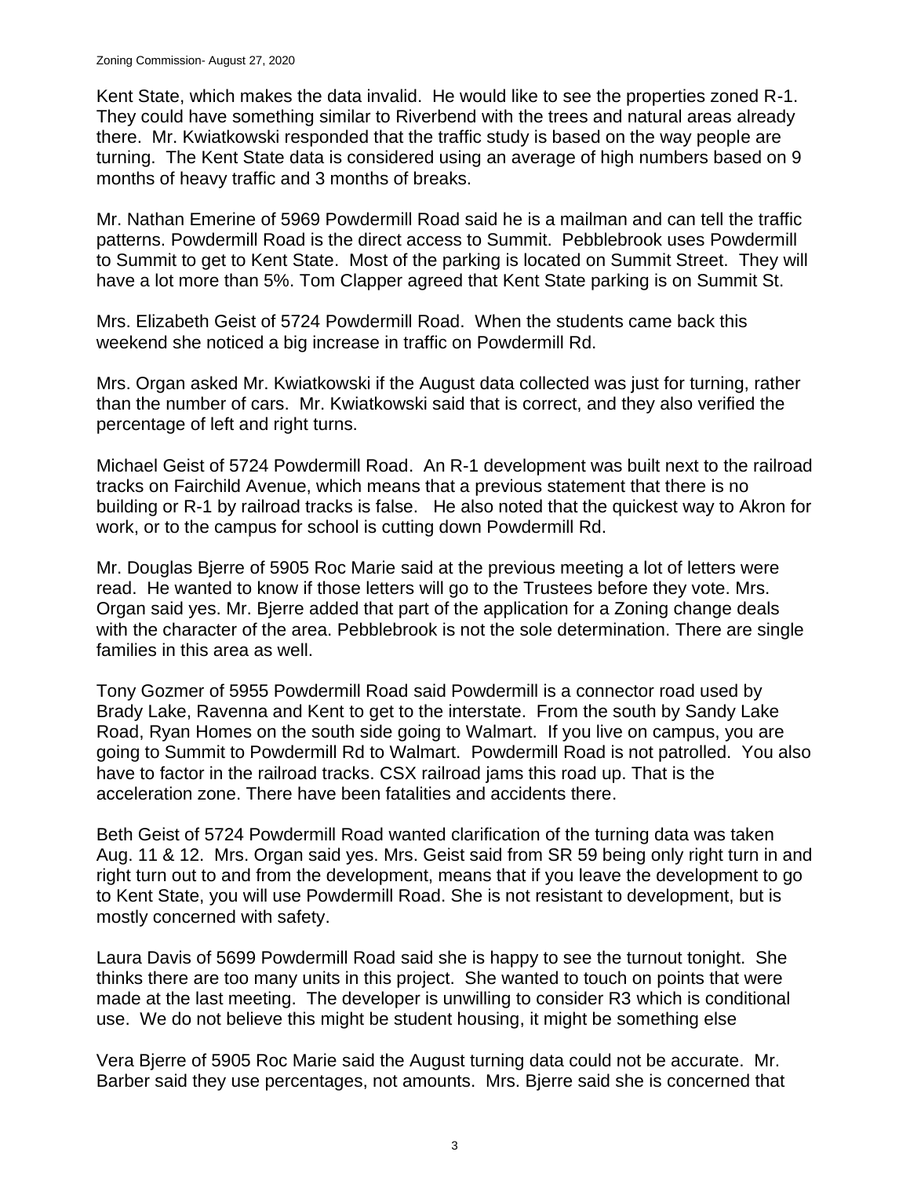Kent State, which makes the data invalid. He would like to see the properties zoned R-1. They could have something similar to Riverbend with the trees and natural areas already there. Mr. Kwiatkowski responded that the traffic study is based on the way people are turning. The Kent State data is considered using an average of high numbers based on 9 months of heavy traffic and 3 months of breaks.

Mr. Nathan Emerine of 5969 Powdermill Road said he is a mailman and can tell the traffic patterns. Powdermill Road is the direct access to Summit. Pebblebrook uses Powdermill to Summit to get to Kent State. Most of the parking is located on Summit Street. They will have a lot more than 5%. Tom Clapper agreed that Kent State parking is on Summit St.

Mrs. Elizabeth Geist of 5724 Powdermill Road. When the students came back this weekend she noticed a big increase in traffic on Powdermill Rd.

Mrs. Organ asked Mr. Kwiatkowski if the August data collected was just for turning, rather than the number of cars. Mr. Kwiatkowski said that is correct, and they also verified the percentage of left and right turns.

Michael Geist of 5724 Powdermill Road. An R-1 development was built next to the railroad tracks on Fairchild Avenue, which means that a previous statement that there is no building or R-1 by railroad tracks is false. He also noted that the quickest way to Akron for work, or to the campus for school is cutting down Powdermill Rd.

Mr. Douglas Bjerre of 5905 Roc Marie said at the previous meeting a lot of letters were read. He wanted to know if those letters will go to the Trustees before they vote. Mrs. Organ said yes. Mr. Bjerre added that part of the application for a Zoning change deals with the character of the area. Pebblebrook is not the sole determination. There are single families in this area as well.

Tony Gozmer of 5955 Powdermill Road said Powdermill is a connector road used by Brady Lake, Ravenna and Kent to get to the interstate. From the south by Sandy Lake Road, Ryan Homes on the south side going to Walmart. If you live on campus, you are going to Summit to Powdermill Rd to Walmart. Powdermill Road is not patrolled. You also have to factor in the railroad tracks. CSX railroad jams this road up. That is the acceleration zone. There have been fatalities and accidents there.

Beth Geist of 5724 Powdermill Road wanted clarification of the turning data was taken Aug. 11 & 12. Mrs. Organ said yes. Mrs. Geist said from SR 59 being only right turn in and right turn out to and from the development, means that if you leave the development to go to Kent State, you will use Powdermill Road. She is not resistant to development, but is mostly concerned with safety.

Laura Davis of 5699 Powdermill Road said she is happy to see the turnout tonight. She thinks there are too many units in this project. She wanted to touch on points that were made at the last meeting. The developer is unwilling to consider R3 which is conditional use. We do not believe this might be student housing, it might be something else

Vera Bjerre of 5905 Roc Marie said the August turning data could not be accurate. Mr. Barber said they use percentages, not amounts. Mrs. Bjerre said she is concerned that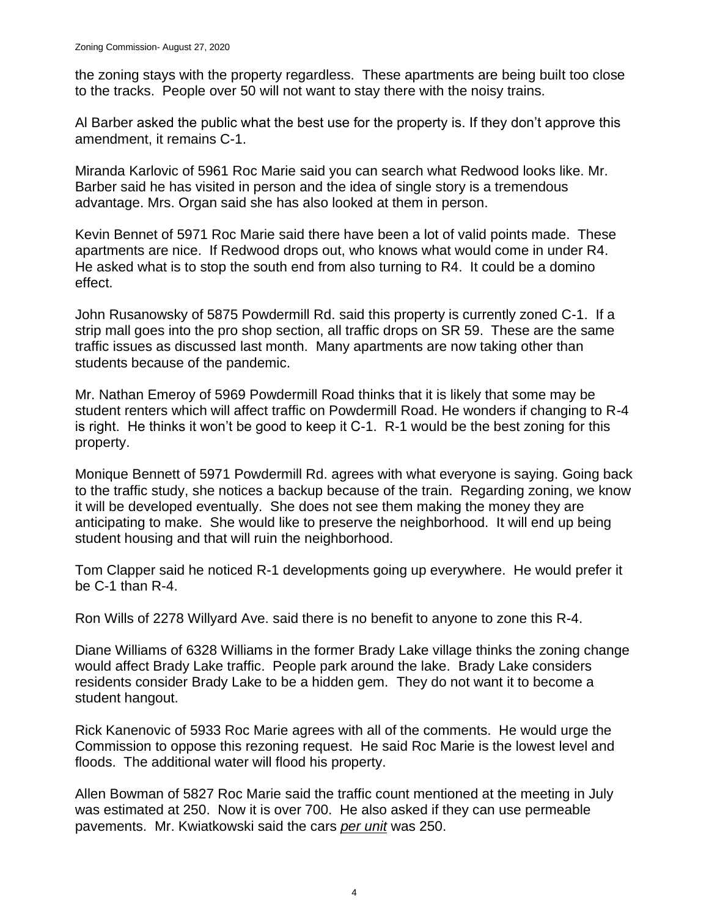the zoning stays with the property regardless. These apartments are being built too close to the tracks. People over 50 will not want to stay there with the noisy trains.

Al Barber asked the public what the best use for the property is. If they don't approve this amendment, it remains C-1.

Miranda Karlovic of 5961 Roc Marie said you can search what Redwood looks like. Mr. Barber said he has visited in person and the idea of single story is a tremendous advantage. Mrs. Organ said she has also looked at them in person.

Kevin Bennet of 5971 Roc Marie said there have been a lot of valid points made. These apartments are nice. If Redwood drops out, who knows what would come in under R4. He asked what is to stop the south end from also turning to R4. It could be a domino effect.

John Rusanowsky of 5875 Powdermill Rd. said this property is currently zoned C-1. If a strip mall goes into the pro shop section, all traffic drops on SR 59. These are the same traffic issues as discussed last month. Many apartments are now taking other than students because of the pandemic.

Mr. Nathan Emeroy of 5969 Powdermill Road thinks that it is likely that some may be student renters which will affect traffic on Powdermill Road. He wonders if changing to R-4 is right. He thinks it won't be good to keep it C-1. R-1 would be the best zoning for this property.

Monique Bennett of 5971 Powdermill Rd. agrees with what everyone is saying. Going back to the traffic study, she notices a backup because of the train. Regarding zoning, we know it will be developed eventually. She does not see them making the money they are anticipating to make. She would like to preserve the neighborhood. It will end up being student housing and that will ruin the neighborhood.

Tom Clapper said he noticed R-1 developments going up everywhere. He would prefer it be C-1 than R-4.

Ron Wills of 2278 Willyard Ave. said there is no benefit to anyone to zone this R-4.

Diane Williams of 6328 Williams in the former Brady Lake village thinks the zoning change would affect Brady Lake traffic. People park around the lake. Brady Lake considers residents consider Brady Lake to be a hidden gem. They do not want it to become a student hangout.

Rick Kanenovic of 5933 Roc Marie agrees with all of the comments. He would urge the Commission to oppose this rezoning request. He said Roc Marie is the lowest level and floods. The additional water will flood his property.

Allen Bowman of 5827 Roc Marie said the traffic count mentioned at the meeting in July was estimated at 250. Now it is over 700. He also asked if they can use permeable pavements. Mr. Kwiatkowski said the cars *per unit* was 250.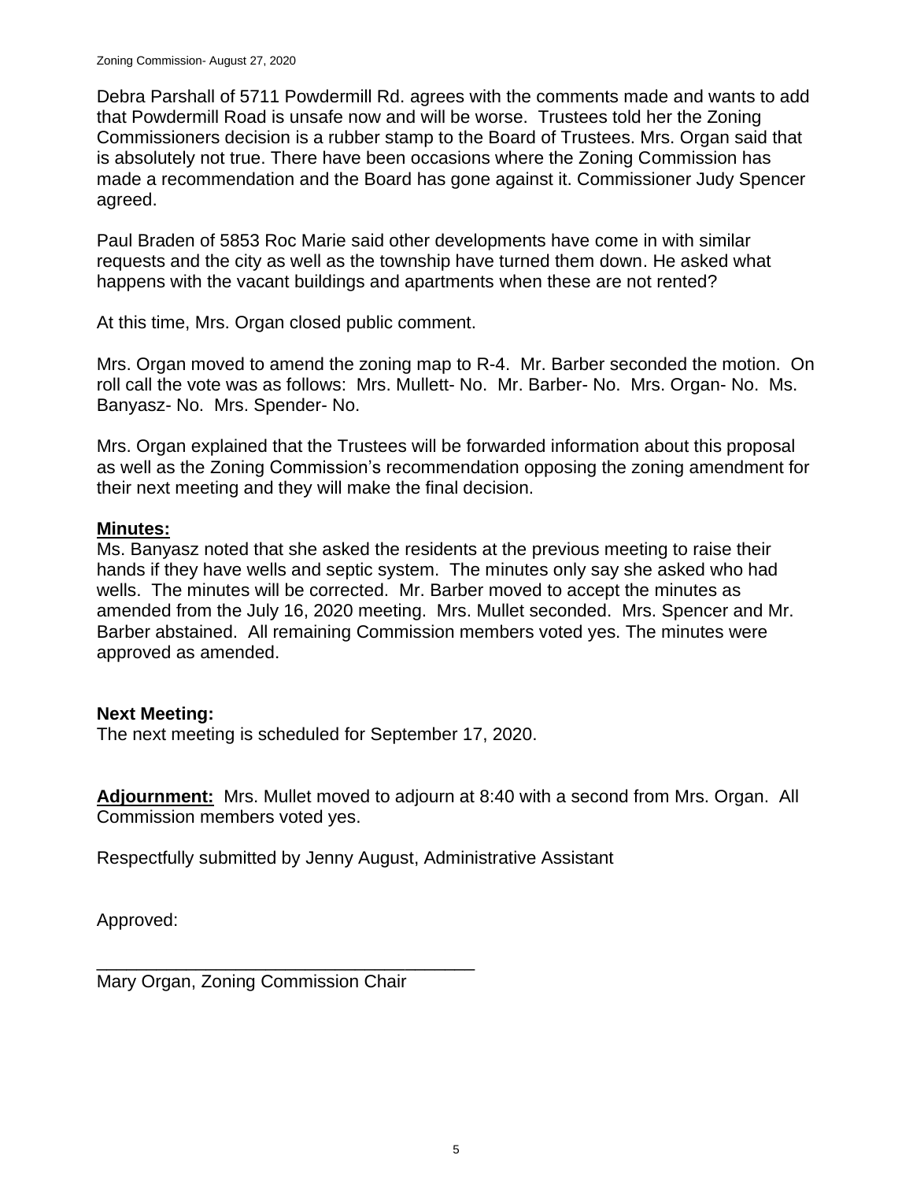Debra Parshall of 5711 Powdermill Rd. agrees with the comments made and wants to add that Powdermill Road is unsafe now and will be worse. Trustees told her the Zoning Commissioners decision is a rubber stamp to the Board of Trustees. Mrs. Organ said that is absolutely not true. There have been occasions where the Zoning Commission has made a recommendation and the Board has gone against it. Commissioner Judy Spencer agreed.

Paul Braden of 5853 Roc Marie said other developments have come in with similar requests and the city as well as the township have turned them down. He asked what happens with the vacant buildings and apartments when these are not rented?

At this time, Mrs. Organ closed public comment.

Mrs. Organ moved to amend the zoning map to R-4. Mr. Barber seconded the motion. On roll call the vote was as follows: Mrs. Mullett- No. Mr. Barber- No. Mrs. Organ- No. Ms. Banyasz- No. Mrs. Spender- No.

Mrs. Organ explained that the Trustees will be forwarded information about this proposal as well as the Zoning Commission's recommendation opposing the zoning amendment for their next meeting and they will make the final decision.

**Minutes:**

Ms. Banyasz noted that she asked the residents at the previous meeting to raise their hands if they have wells and septic system. The minutes only say she asked who had wells. The minutes will be corrected. Mr. Barber moved to accept the minutes as amended from the July 16, 2020 meeting. Mrs. Mullet seconded. Mrs. Spencer and Mr. Barber abstained. All remaining Commission members voted yes. The minutes were approved as amended.

**Next Meeting:**

The next meeting is scheduled for September 17, 2020.

**Adjournment:** Mrs. Mullet moved to adjourn at 8:40 with a second from Mrs. Organ. All Commission members voted yes.

Respectfully submitted by Jenny August, Administrative Assistant

Approved:

\_\_\_\_\_\_\_\_\_\_\_\_\_\_\_\_\_\_\_\_\_\_\_\_\_\_\_\_\_\_\_\_\_\_\_\_\_\_\_\_

Mary Organ, Zoning Commission Chair